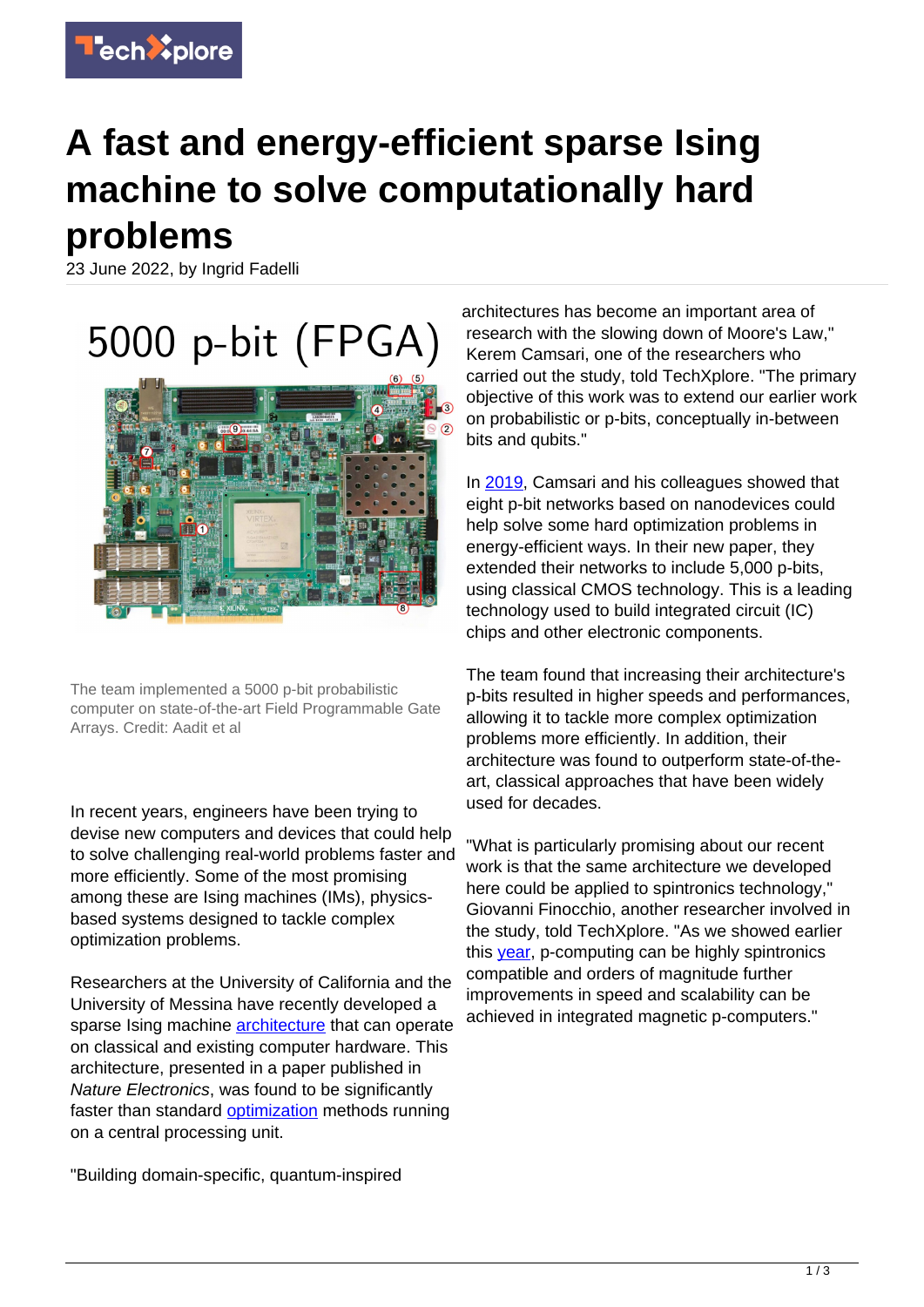# A fast and energy-efficient sparse Ising machine to solve computationally hard problems

23 June 2022, by Ingrid Fadelli

The team implemented a 5000 p-bit probabilistic computer on state-of-the-art Field Programmable Gate Arrays. Credit: Aadit et al

In recent years, engineers have been trying to devise new computers and devices that could help to solve challenging real-world problems faster and more efficiently. Some of the most promising among these are Ising machines (IMs), physics-based systems designed to tackle complex optimization problems.

Researchers at the University of California and the University of Messina have recently developed a sparse Ising machine architecture that can operate on classical and existing computer hardware. This architecture, presented in a paper published in *Nature Electronics*, was found to be significantly faster than standard optimization methods running on a central processing unit.

"Building domain-specific, quantum-inspired architectures has become an important area of research with the slowing down of Moore's Law," Kerem Camsari, one of the researchers who carried out the study, told TechXplore. "The primary objective of this work was to extend our earlier work on probabilistic or p-bits, conceptually in-between bits and qubits."

In 2019, Camsari and his colleagues showed that eight p-bit networks based on nanodevices could help solve some hard optimization problems in energy-efficient ways. In their new paper, they extended their networks to include 5,000 p-bits, using classical CMOS technology. This is a leading technology used to build integrated circuit (IC) chips and other electronic components.

The team found that increasing their architecture's p-bits resulted in higher speeds and performances, allowing it to tackle more complex optimization problems more efficiently. In addition, their architecture was found to outperform state-of-the-art, classical approaches that have been widely used for decades.

"What is particularly promising about our recent work is that the same architecture we developed here could be applied to spintronics technology," Giovanni Finocchio, another researcher involved in the study, told TechXplore. "As we showed earlier this year, p-computing can be highly spintronics compatible and orders of magnitude further improvements in speed and scalability can be achieved in integrated magnetic p-computers."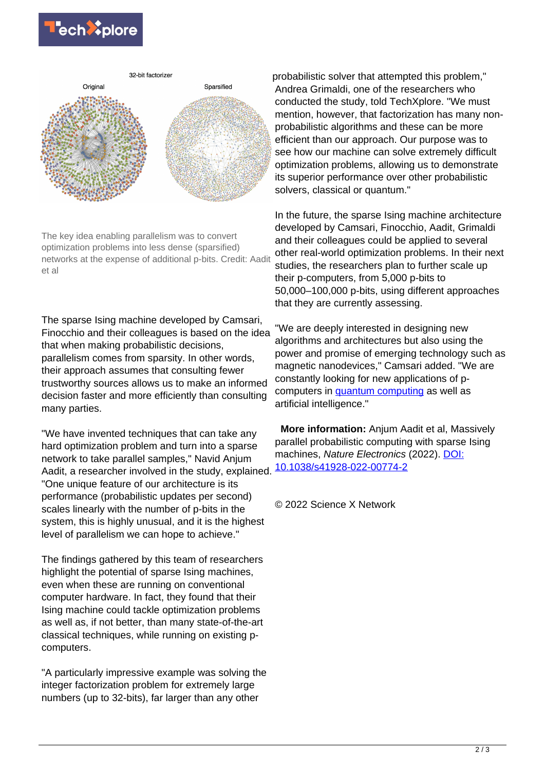The key idea enabling parallelism was to convert optimization problems into less dense (sparsified) networks at the expense of additional p-bits. Credit: Aadit et al

The sparse Ising machine developed by Camsari, Finocchio and their colleagues is based on the idea that when making probabilistic decisions, parallelism comes from sparsity. In other words, their approach assumes that consulting fewer trustworthy sources allows us to make an informed decision faster and more efficiently than consulting many parties.

"We have invented techniques that can take any hard optimization problem and turn into a sparse network to take parallel samples," Navid Anjum Aadit, a researcher involved in the study, explained. "One unique feature of our architecture is its performance (probabilistic updates per second) scales linearly with the number of p-bits in the system, this is highly unusual, and it is the highest level of parallelism we can hope to achieve."

The findings gathered by this team of researchers highlight the potential of sparse Ising machines, even when these are running on conventional computer hardware. In fact, they found that their Ising machine could tackle optimization problems as well as, if not better, than many state-of-the-art classical techniques, while running on existing p-computers.

"A particularly impressive example was solving the integer factorization problem for extremely large numbers (up to 32-bits), far larger than any other probabilistic solver that attempted this problem," Andrea Grimaldi, one of the researchers who conducted the study, told TechXplore. "We must mention, however, that factorization has many non-probabilistic algorithms and these can be more efficient than our approach. Our purpose was to see how our machine can solve extremely difficult optimization problems, allowing us to demonstrate its superior performance over other probabilistic solvers, classical or quantum."

In the future, the sparse Ising machine architecture developed by Camsari, Finocchio, Aadit, Grimaldi and their colleagues could be applied to several other real-world optimization problems. In their next studies, the researchers plan to further scale up their p-computers, from 5,000 p-bits to 50,000–100,000 p-bits, using different approaches that they are currently assessing.

"We are deeply interested in designing new algorithms and architectures but also using the power and promise of emerging technology such as magnetic nanodevices," Camsari added. "We are constantly looking for new applications of p-computers in quantum computing as well as artificial intelligence."

**More information:** Anjum Aadit et al, Massively parallel probabilistic computing with sparse Ising machines, *Nature Electronics* (2022). DOI: 10.1038/s41928-022-00774-2

© 2022 Science X Network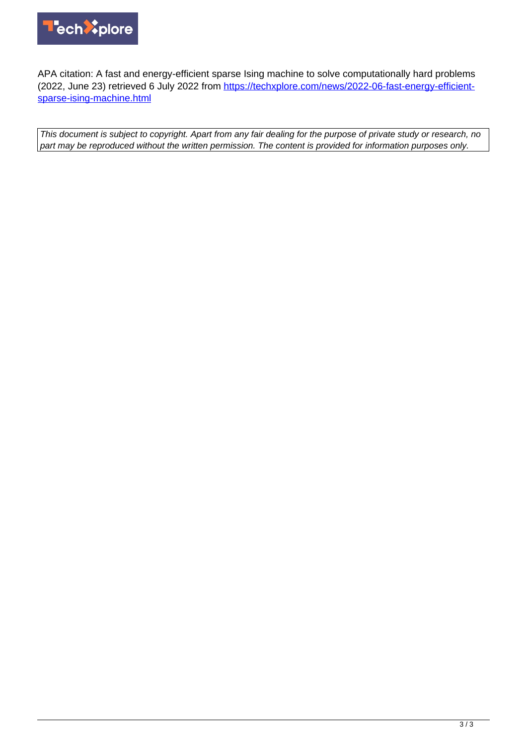APA citation: A fast and energy-efficient sparse Ising machine to solve computationally hard problems (2022, June 23) retrieved 6 July 2022 from https://techxplore.com/news/2022-06-fast-energy-efficient-sparse-ising-machine.html

*This document is subject to copyright. Apart from any fair dealing for the purpose of private study or research, no part may be reproduced without the written permission. The content is provided for information purposes only.*